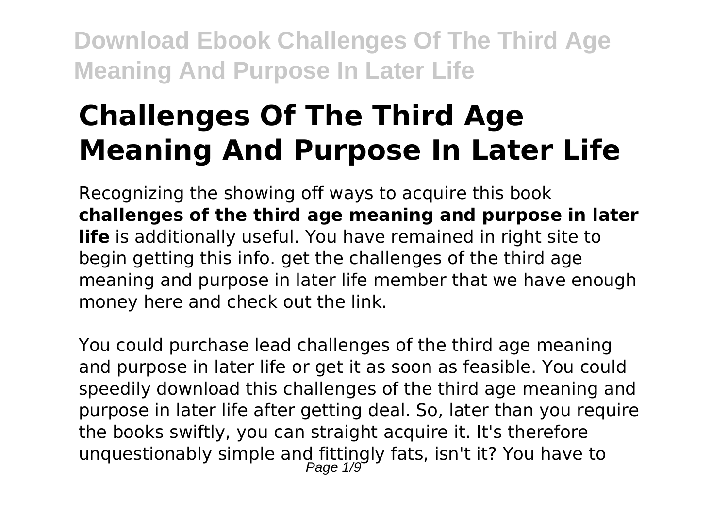# Challenges Of The Third Age Meaning And Purpose In Later Life

Recognizing the showing off ways to acquire this book **challenges of the third age meaning and purpose in later life** is additionally useful. You have remained in right site to begin getting this info. get the challenges of the third age meaning and purpose in later life member that we have enough money here and check out the link.

You could purchase lead challenges of the third age meaning and purpose in later life or get it as soon as feasible. You could speedily download this challenges of the third age meaning and purpose in later life after getting deal. So, later than you require the books swiftly, you can straight acquire it. It's therefore unquestionably simple and fittingly fats, isn't it? You have to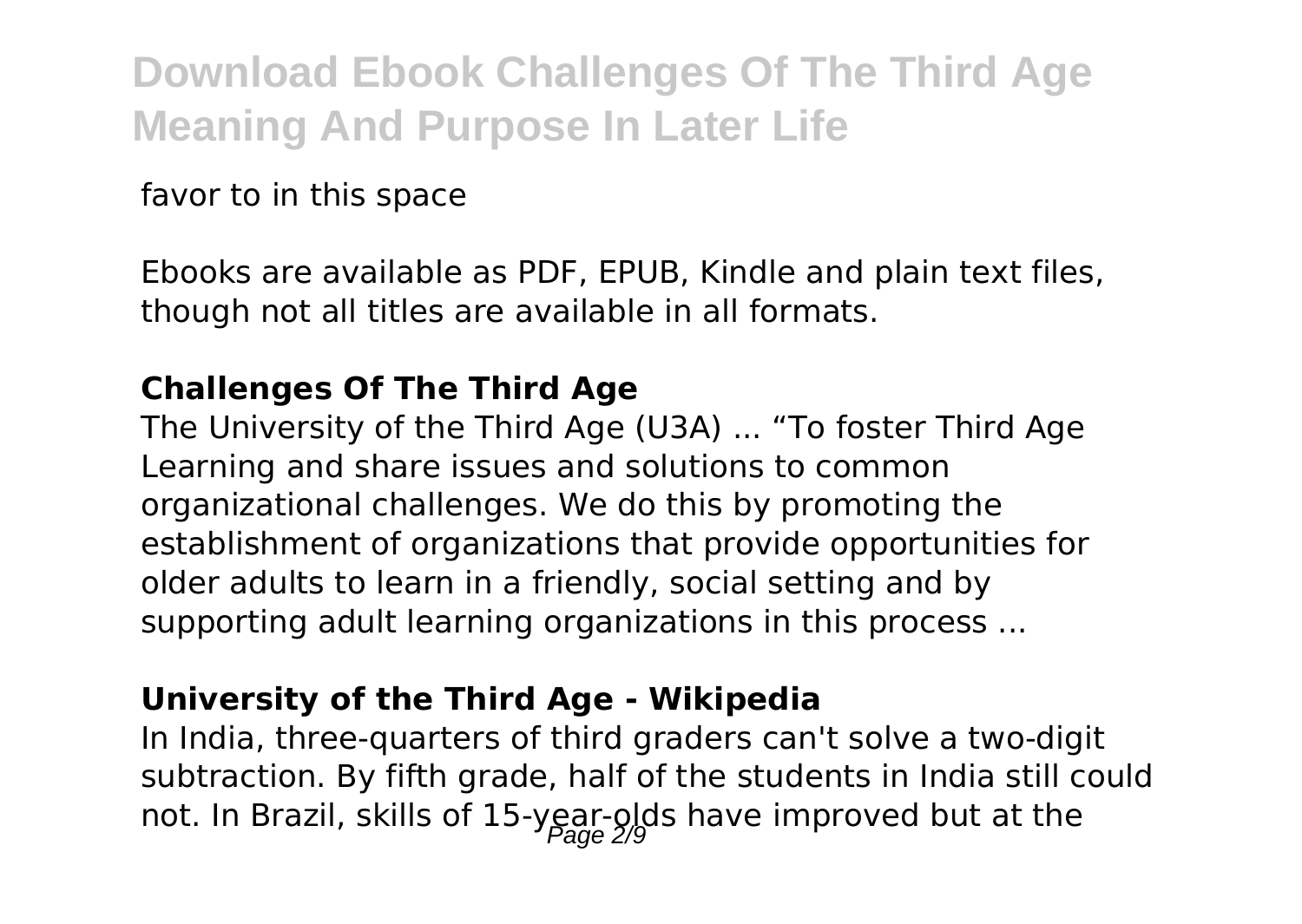favor to in this space

Ebooks are available as PDF, EPUB, Kindle and plain text files, though not all titles are available in all formats.

### **Challenges Of The Third Age**

The University of the Third Age (U3A) ... “To foster Third Age Learning and share issues and solutions to common organizational challenges. We do this by promoting the establishment of organizations that provide opportunities for older adults to learn in a friendly, social setting and by supporting adult learning organizations in this process ...

### **University of the Third Age - Wikipedia**

In India, three-quarters of third graders can't solve a two-digit subtraction. By fifth grade, half of the students in India still could not. In Brazil, skills of 15-year-olds have improved but at the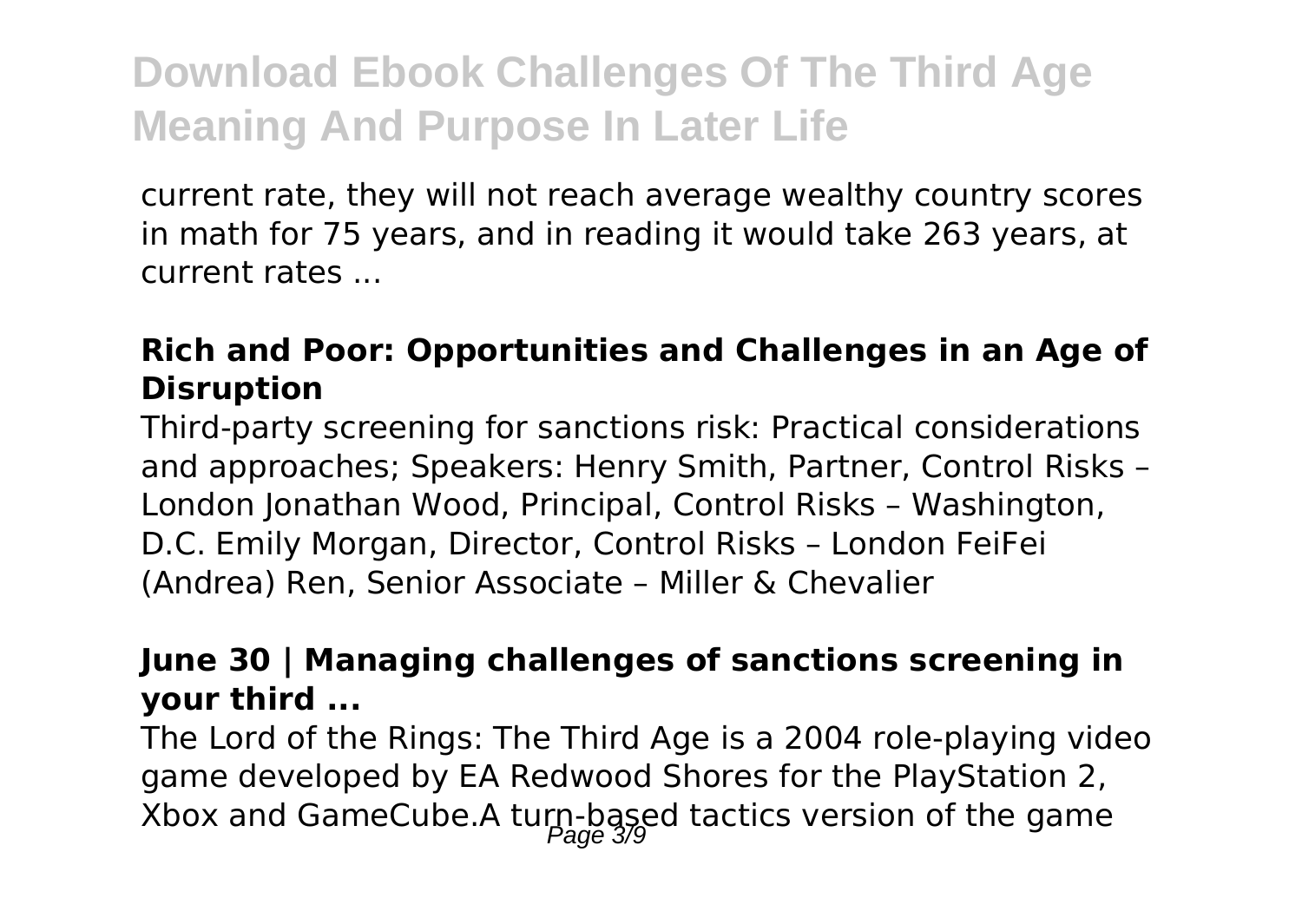current rate, they will not reach average wealthy country scores in math for 75 years, and in reading it would take 263 years, at current rates ...

### **Rich and Poor: Opportunities and Challenges in an Age of Disruption**

Third-party screening for sanctions risk: Practical considerations and approaches; Speakers: Henry Smith, Partner, Control Risks – London Jonathan Wood, Principal, Control Risks – Washington, D.C. Emily Morgan, Director, Control Risks – London FeiFei (Andrea) Ren, Senior Associate – Miller & Chevalier

### **June 30 | Managing challenges of sanctions screening in your third ...**

The Lord of the Rings: The Third Age is a 2004 role-playing video game developed by EA Redwood Shores for the PlayStation 2, Xbox and GameCube.A turn-based tactics version of the game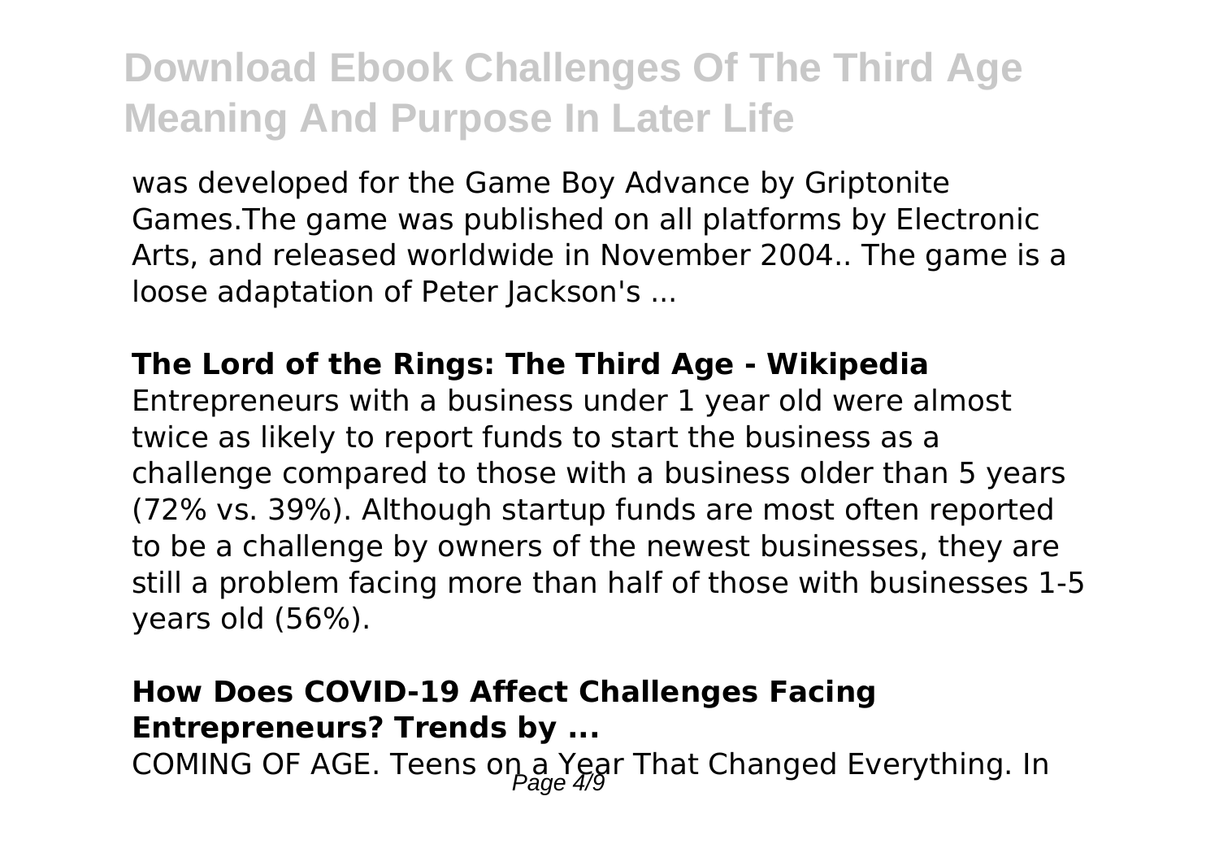was developed for the Game Boy Advance by Griptonite Games.The game was published on all platforms by Electronic Arts, and released worldwide in November 2004.. The game is a loose adaptation of Peter Jackson's ...

**The Lord of the Rings: The Third Age - Wikipedia**

Entrepreneurs with a business under 1 year old were almost twice as likely to report funds to start the business as a challenge compared to those with a business older than 5 years (72% vs. 39%). Although startup funds are most often reported to be a challenge by owners of the newest businesses, they are still a problem facing more than half of those with businesses 1-5 years old (56%).

**How Does COVID-19 Affect Challenges Facing Entrepreneurs? Trends by ...**

COMING OF AGE. Teens on a Year That Changed Everything. In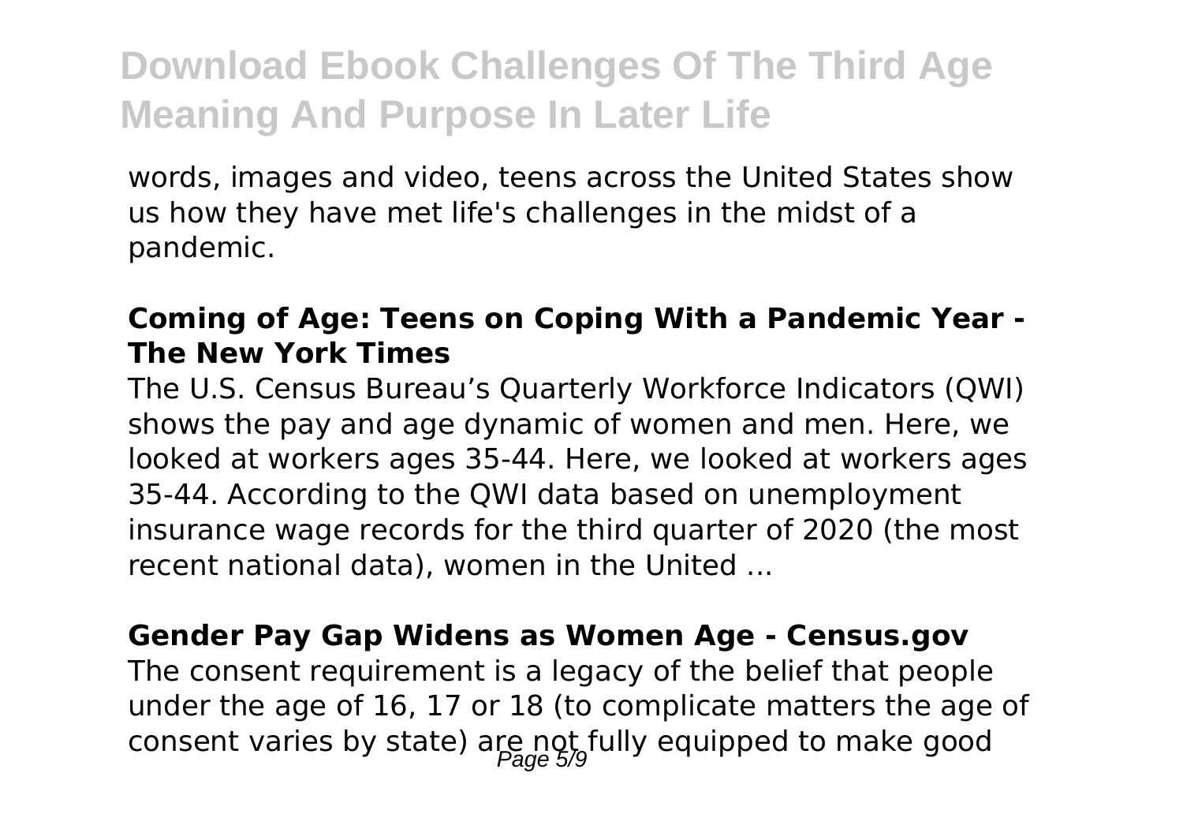words, images and video, teens across the United States show us how they have met life's challenges in the midst of a pandemic.

**Coming of Age: Teens on Coping With a Pandemic Year - The New York Times**

The U.S. Census Bureau's Quarterly Workforce Indicators (QWI) shows the pay and age dynamic of women and men. Here, we looked at workers ages 35-44. Here, we looked at workers ages 35-44. According to the QWI data based on unemployment insurance wage records for the third quarter of 2020 (the most recent national data), women in the United ...

**Gender Pay Gap Widens as Women Age - Census.gov**

The consent requirement is a legacy of the belief that people under the age of 16, 17 or 18 (to complicate matters the age of consent varies by state) are not fully equipped to make good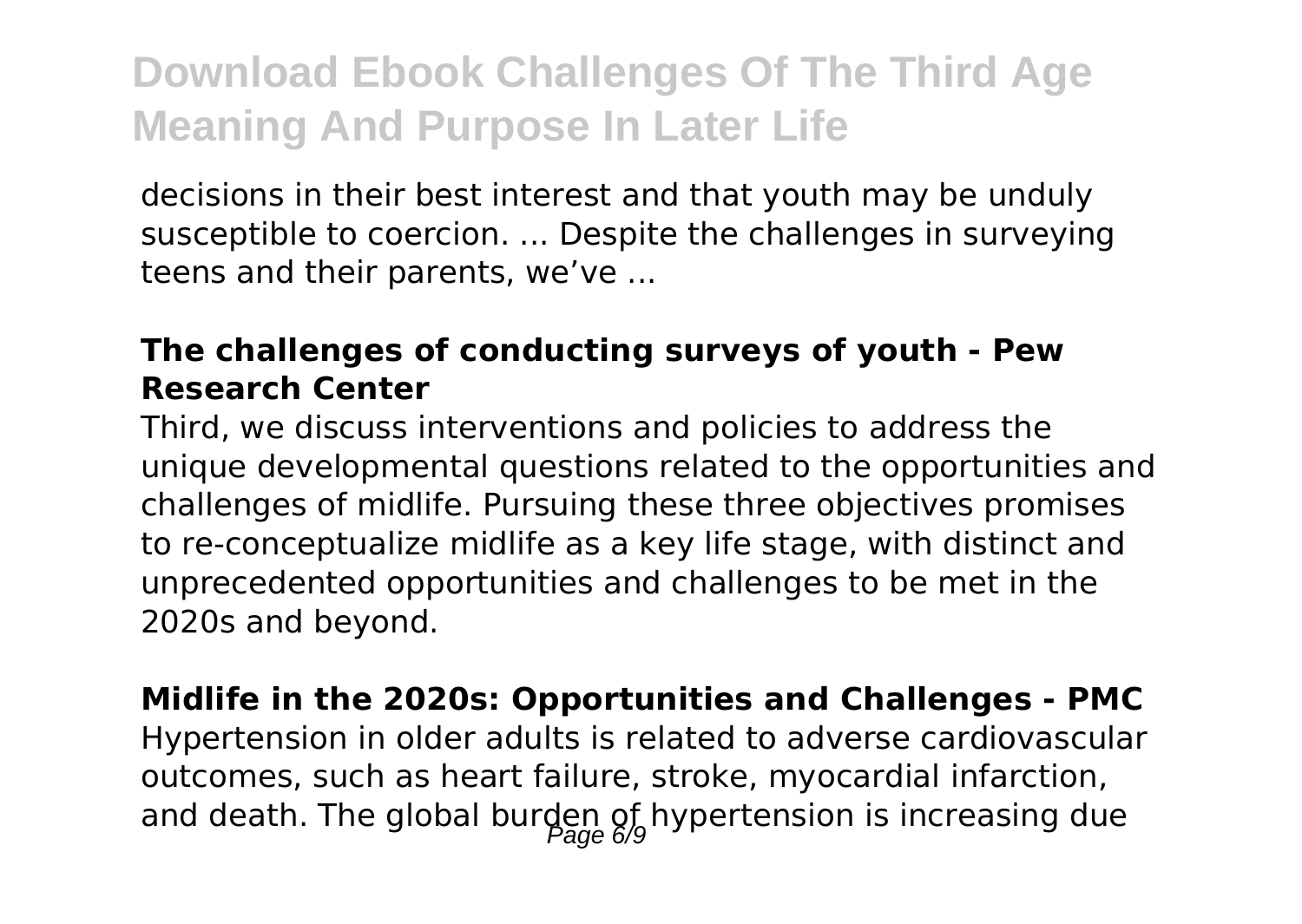decisions in their best interest and that youth may be unduly susceptible to coercion. ... Despite the challenges in surveying teens and their parents, we've ...

### The challenges of conducting surveys of youth - Pew Research Center

Third, we discuss interventions and policies to address the unique developmental questions related to the opportunities and challenges of midlife. Pursuing these three objectives promises to re-conceptualize midlife as a key life stage, with distinct and unprecedented opportunities and challenges to be met in the 2020s and beyond.

### Midlife in the 2020s: Opportunities and Challenges - PMC

Hypertension in older adults is related to adverse cardiovascular outcomes, such as heart failure, stroke, myocardial infarction, and death. The global burden of hypertension is increasing due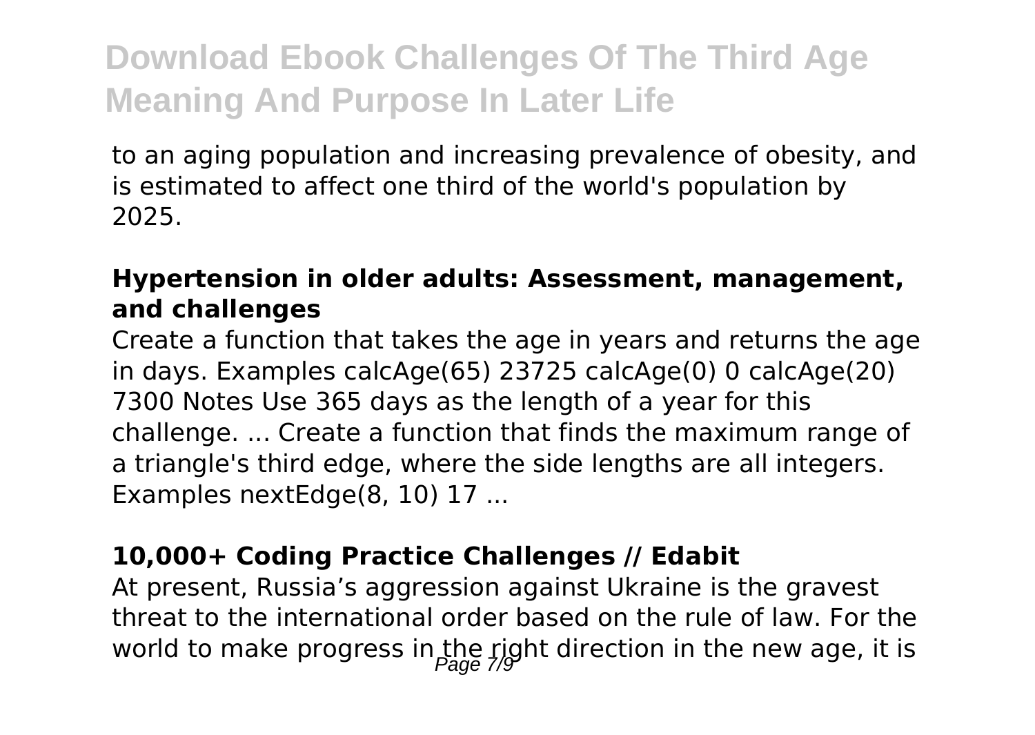to an aging population and increasing prevalence of obesity, and is estimated to affect one third of the world's population by 2025.

### Hypertension in older adults: Assessment, management, and challenges

Create a function that takes the age in years and returns the age in days. Examples calcAge(65) 23725 calcAge(0) 0 calcAge(20) 7300 Notes Use 365 days as the length of a year for this challenge. ... Create a function that finds the maximum range of a triangle's third edge, where the side lengths are all integers. Examples nextEdge(8, 10) 17 ...

### 10,000+ Coding Practice Challenges // Edabit

At present, Russia's aggression against Ukraine is the gravest threat to the international order based on the rule of law. For the world to make progress in the right direction in the new age, it is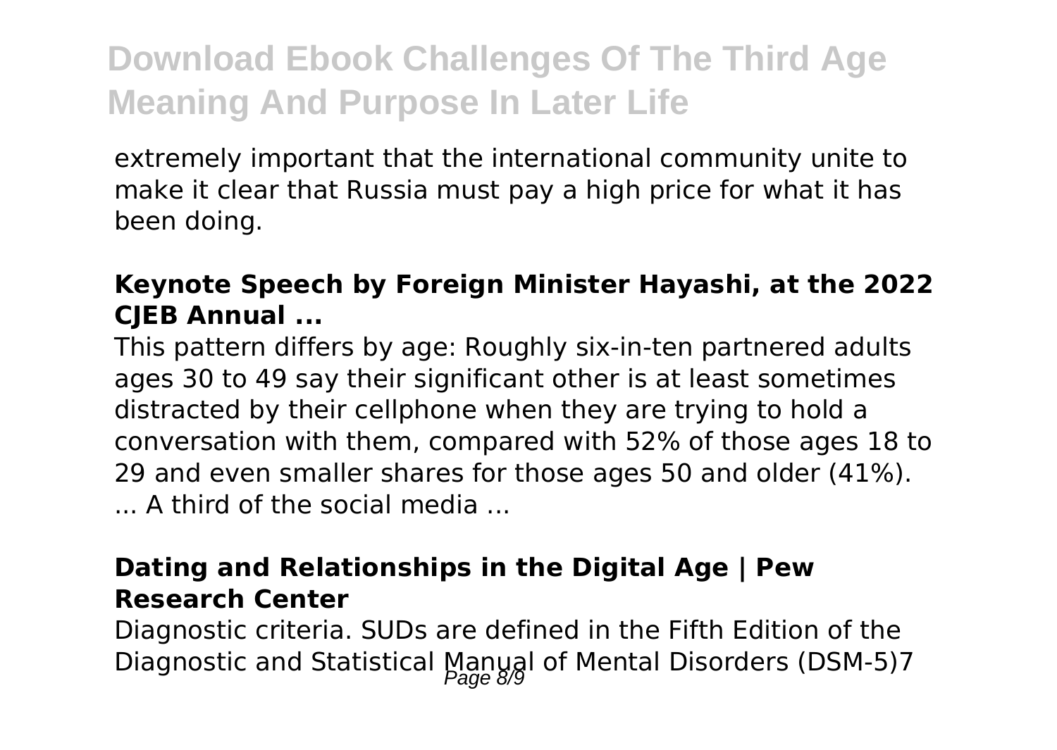extremely important that the international community unite to make it clear that Russia must pay a high price for what it has been doing.

### **Keynote Speech by Foreign Minister Hayashi, at the 2022 CJEB Annual ...**

This pattern differs by age: Roughly six-in-ten partnered adults ages 30 to 49 say their significant other is at least sometimes distracted by their cellphone when they are trying to hold a conversation with them, compared with 52% of those ages 18 to 29 and even smaller shares for those ages 50 and older (41%). ... A third of the social media ...

### **Dating and Relationships in the Digital Age | Pew Research Center**

Diagnostic criteria. SUDs are defined in the Fifth Edition of the Diagnostic and Statistical Manual of Mental Disorders (DSM-5)7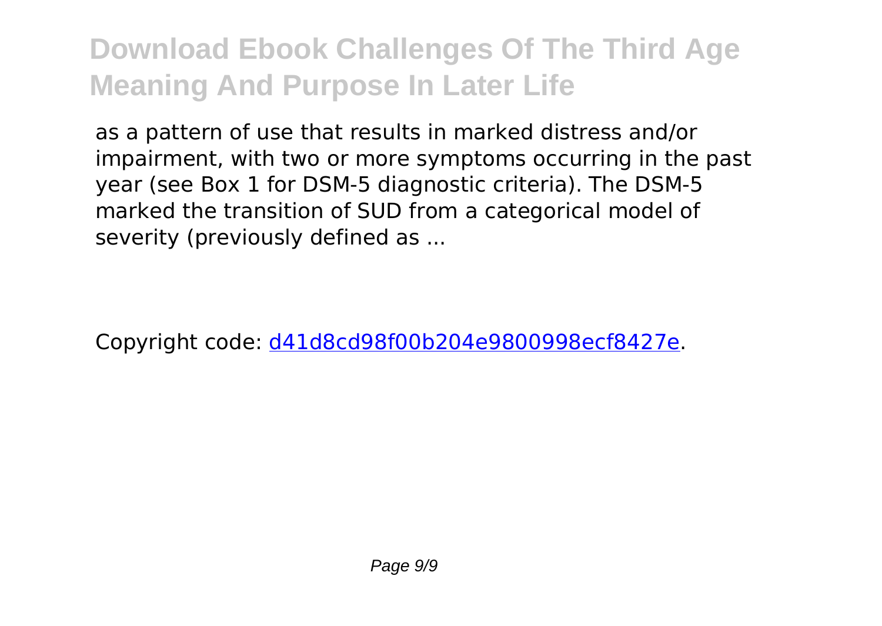as a pattern of use that results in marked distress and/or impairment, with two or more symptoms occurring in the past year (see Box 1 for DSM-5 diagnostic criteria). The DSM-5 marked the transition of SUD from a categorical model of severity (previously defined as ...

Copyright code: d41d8cd98f00b204e9800998ecf8427e.